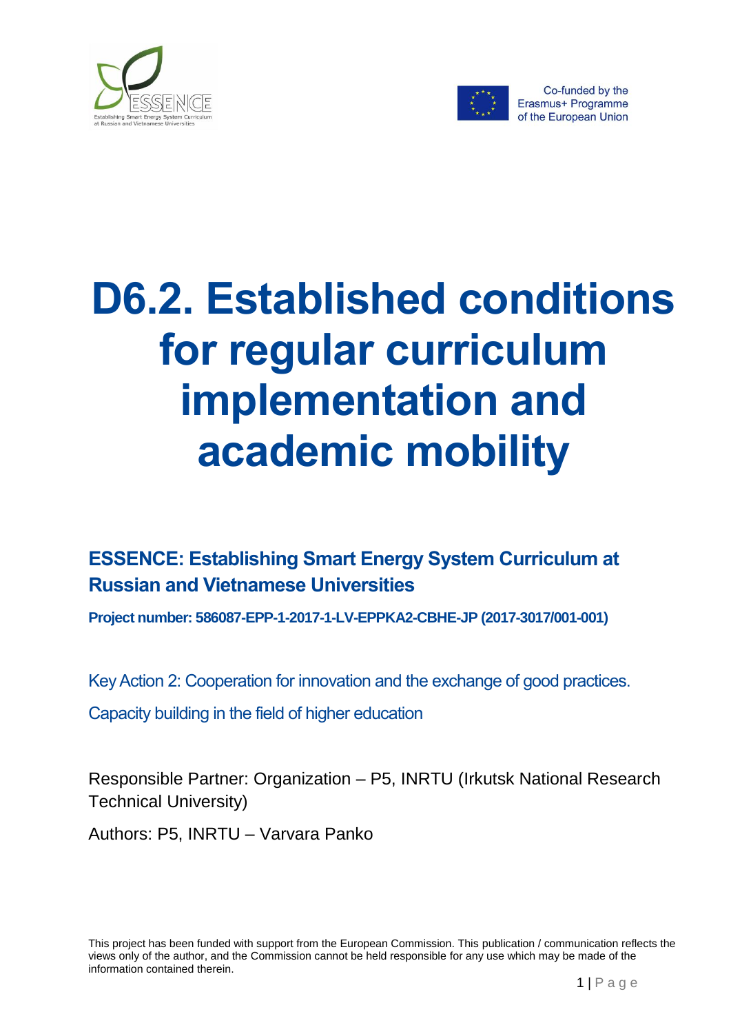Co-funded by the Erasmus+ Programme of the European Union

# D6.2. Established conditions for regular curriculum implementation and academic mobility

## ESSENCE: Establishing Smart Energy System Curriculum at Russian and Vietnamese Universities

**Project number: 586087-EPP-1-2017-1-LV-EPPKA2-CBHE-JP (2017-3017/001-001)**

Key Action 2: Cooperation for innovation and the exchange of good practices.

Capacity building in the field of higher education

Responsible Partner: Organization – P5, INRTU (Irkutsk National Research Technical University)

Authors: P5, INRTU – Varvara Panko

This project has been funded with support from the European Commission. This publication / communication reflects the views only of the author, and the Commission cannot be held responsible for any use which may be made of the information contained therein.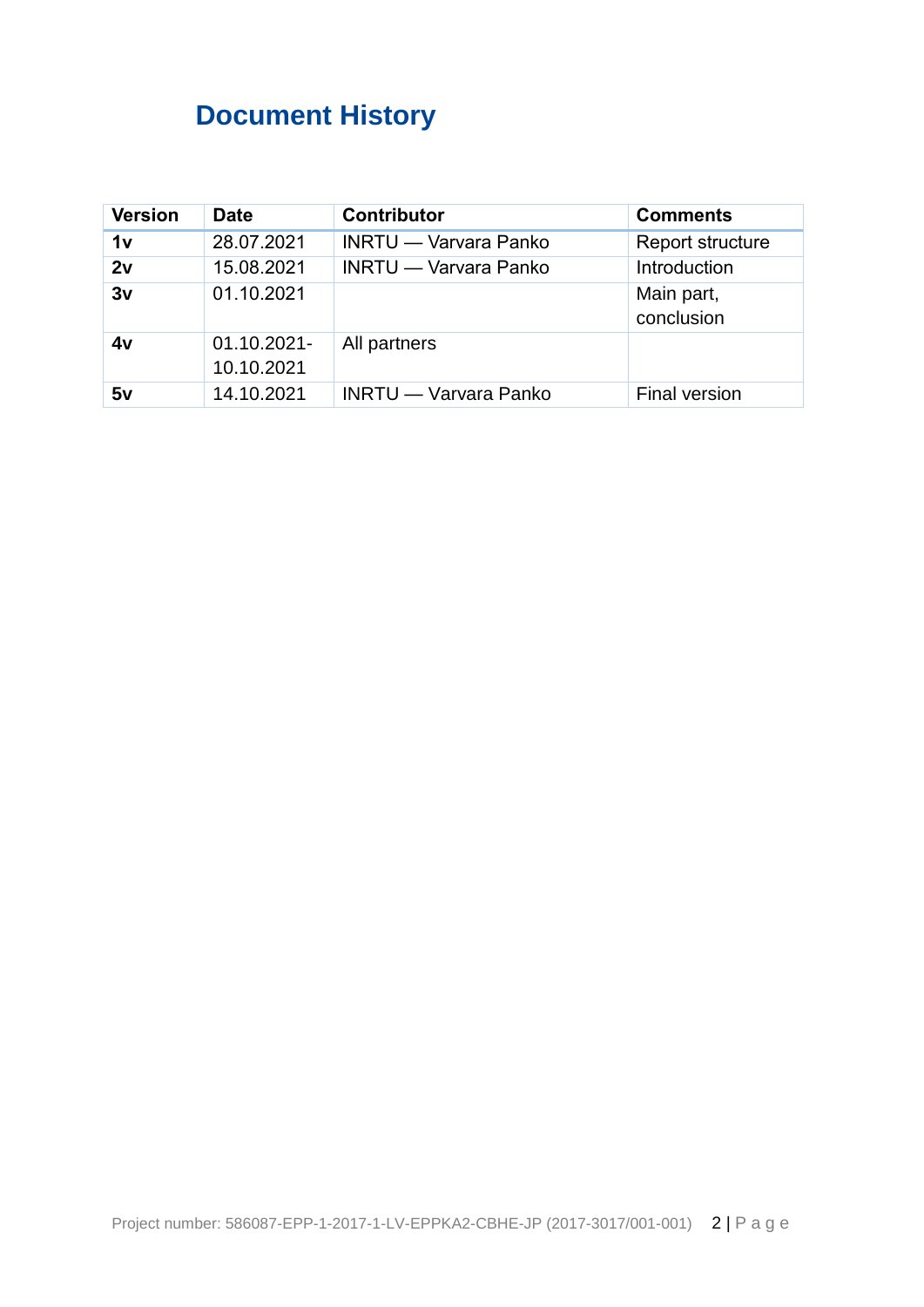# Document History

| Version | Date | Contributor | Comments |
|---|---|---|---|
| **1v** | 28.07.2021 | INRTU — Varvara Panko | Report structure |
| **2v** | 15.08.2021 | INRTU — Varvara Panko | Introduction |
| **3v** | 01.10.2021 | | Main part, conclusion |
| **4v** | 01.10.2021-10.10.2021 | All partners | |
| **5v** | 14.10.2021 | INRTU — Varvara Panko | Final version |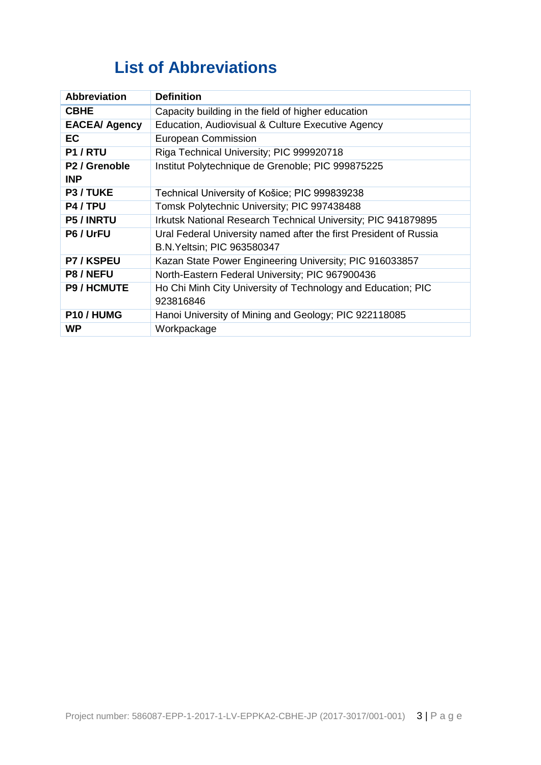# List of Abbreviations

| Abbreviation | Definition |
|---|---|
| **CBHE** | Capacity building in the field of higher education |
| **EACEA/ Agency** | Education, Audiovisual & Culture Executive Agency |
| **EC** | European Commission |
| **P1 / RTU** | Riga Technical University; PIC 999920718 |
| **P2 / Grenoble INP** | Institut Polytechnique de Grenoble; PIC 999875225 |
| **P3 / TUKE** | Technical University of Košice; PIC 999839238 |
| **P4 / TPU** | Tomsk Polytechnic University; PIC 997438488 |
| **P5 / INRTU** | Irkutsk National Research Technical University; PIC 941879895 |
| **P6 / UrFU** | Ural Federal University named after the first President of Russia B.N.Yeltsin; PIC 963580347 |
| **P7 / KSPEU** | Kazan State Power Engineering University; PIC 916033857 |
| **P8 / NEFU** | North-Eastern Federal University; PIC 967900436 |
| **P9 / HCMUTE** | Ho Chi Minh City University of Technology and Education; PIC 923816846 |
| **P10 / HUMG** | Hanoi University of Mining and Geology; PIC 922118085 |
| **WP** | Workpackage |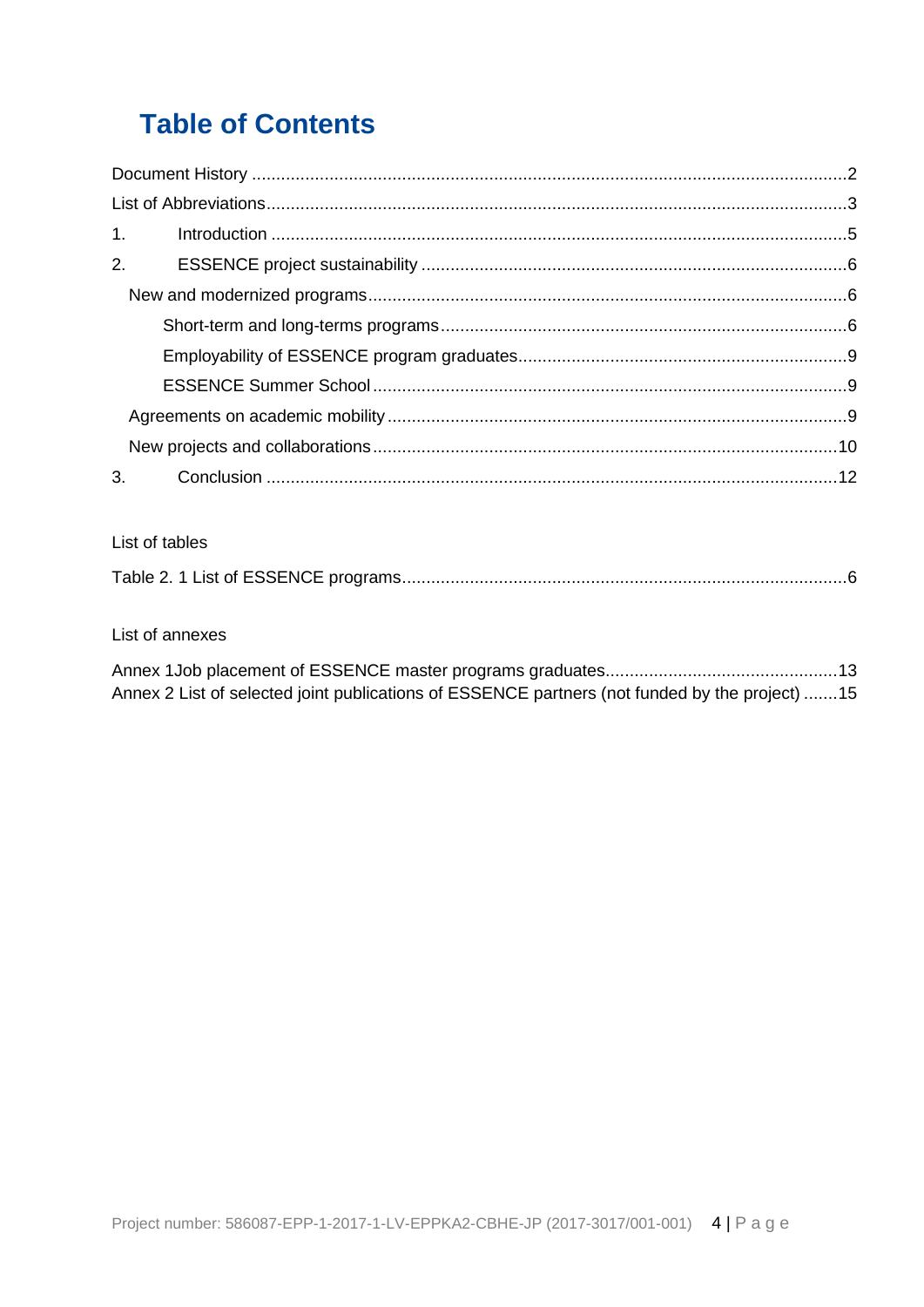# Table of Contents

Document History ..........2

List of Abbreviations..........3

1. Introduction ..........5

2. ESSENCE project sustainability ..........6

   New and modernized programs..........6

      Short-term and long-terms programs..........6

      Employability of ESSENCE program graduates..........9

      ESSENCE Summer School..........9

   Agreements on academic mobility..........9

   New projects and collaborations..........10

3. Conclusion ..........12

List of tables

Table 2. 1 List of ESSENCE programs..........6

List of annexes

Annex 1Job placement of ESSENCE master programs graduates..........13

Annex 2 List of selected joint publications of ESSENCE partners (not funded by the project) ..........15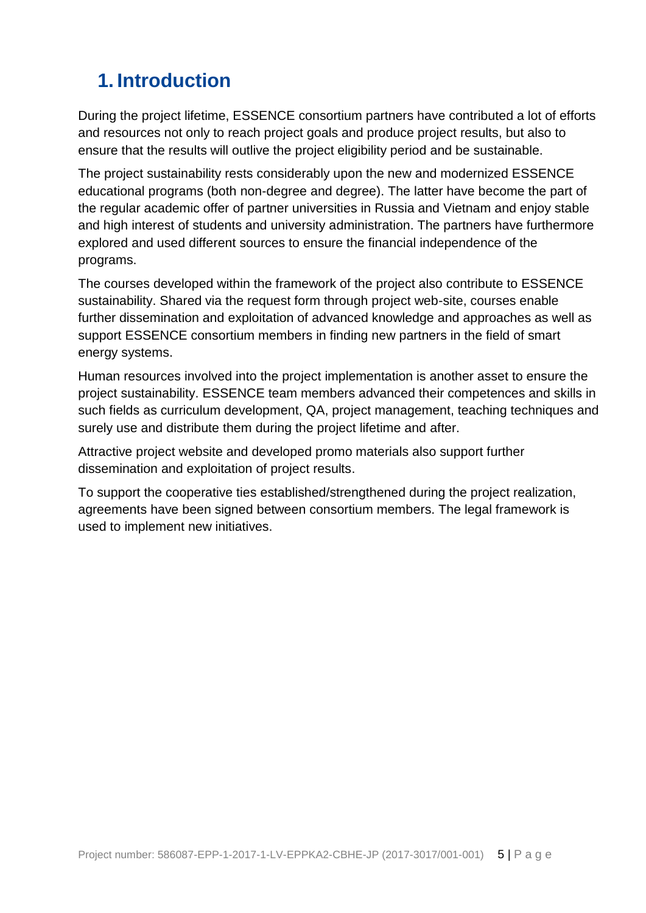# 1. Introduction

During the project lifetime, ESSENCE consortium partners have contributed a lot of efforts and resources not only to reach project goals and produce project results, but also to ensure that the results will outlive the project eligibility period and be sustainable.

The project sustainability rests considerably upon the new and modernized ESSENCE educational programs (both non-degree and degree). The latter have become the part of the regular academic offer of partner universities in Russia and Vietnam and enjoy stable and high interest of students and university administration. The partners have furthermore explored and used different sources to ensure the financial independence of the programs.

The courses developed within the framework of the project also contribute to ESSENCE sustainability. Shared via the request form through project web-site, courses enable further dissemination and exploitation of advanced knowledge and approaches as well as support ESSENCE consortium members in finding new partners in the field of smart energy systems.

Human resources involved into the project implementation is another asset to ensure the project sustainability. ESSENCE team members advanced their competences and skills in such fields as curriculum development, QA, project management, teaching techniques and surely use and distribute them during the project lifetime and after.

Attractive project website and developed promo materials also support further dissemination and exploitation of project results.

To support the cooperative ties established/strengthened during the project realization, agreements have been signed between consortium members. The legal framework is used to implement new initiatives.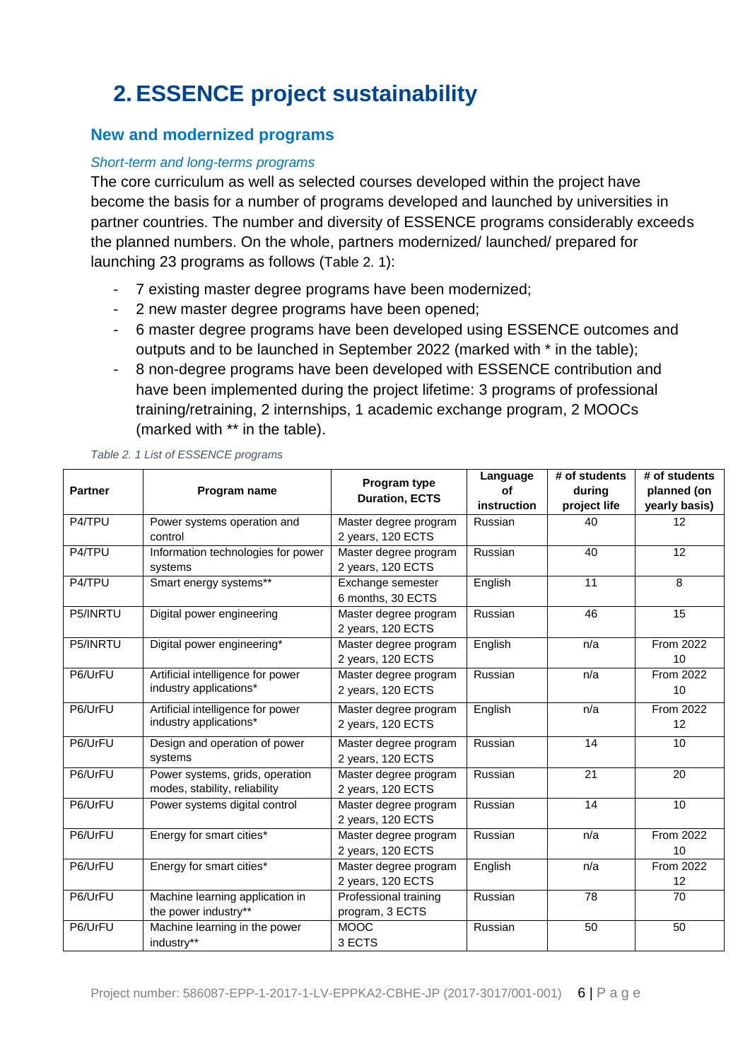# 2. ESSENCE project sustainability

## New and modernized programs

### *Short-term and long-terms programs*

The core curriculum as well as selected courses developed within the project have become the basis for a number of programs developed and launched by universities in partner countries. The number and diversity of ESSENCE programs considerably exceeds the planned numbers. On the whole, partners modernized/ launched/ prepared for launching 23 programs as follows (Table 2. 1):

- 7 existing master degree programs have been modernized;
- 2 new master degree programs have been opened;
- 6 master degree programs have been developed using ESSENCE outcomes and outputs and to be launched in September 2022 (marked with * in the table);
- 8 non-degree programs have been developed with ESSENCE contribution and have been implemented during the project lifetime: 3 programs of professional training/retraining, 2 internships, 1 academic exchange program, 2 MOOCs (marked with ** in the table).

*Table 2. 1 List of ESSENCE programs*

| Partner | Program name | Program type Duration, ECTS | Language of instruction | # of students during project life | # of students planned (on yearly basis) |
|---|---|---|---|---|---|
| P4/TPU | Power systems operation and control | Master degree program 2 years, 120 ECTS | Russian | 40 | 12 |
| P4/TPU | Information technologies for power systems | Master degree program 2 years, 120 ECTS | Russian | 40 | 12 |
| P4/TPU | Smart energy systems** | Exchange semester 6 months, 30 ECTS | English | 11 | 8 |
| P5/INRTU | Digital power engineering | Master degree program 2 years, 120 ECTS | Russian | 46 | 15 |
| P5/INRTU | Digital power engineering* | Master degree program 2 years, 120 ECTS | English | n/a | From 2022 10 |
| P6/UrFU | Artificial intelligence for power industry applications* | Master degree program 2 years, 120 ECTS | Russian | n/a | From 2022 10 |
| P6/UrFU | Artificial intelligence for power industry applications* | Master degree program 2 years, 120 ECTS | English | n/a | From 2022 12 |
| P6/UrFU | Design and operation of power systems | Master degree program 2 years, 120 ECTS | Russian | 14 | 10 |
| P6/UrFU | Power systems, grids, operation modes, stability, reliability | Master degree program 2 years, 120 ECTS | Russian | 21 | 20 |
| P6/UrFU | Power systems digital control | Master degree program 2 years, 120 ECTS | Russian | 14 | 10 |
| P6/UrFU | Energy for smart cities* | Master degree program 2 years, 120 ECTS | Russian | n/a | From 2022 10 |
| P6/UrFU | Energy for smart cities* | Master degree program 2 years, 120 ECTS | English | n/a | From 2022 12 |
| P6/UrFU | Machine learning application in the power industry** | Professional training program, 3 ECTS | Russian | 78 | 70 |
| P6/UrFU | Machine learning in the power industry** | MOOC 3 ECTS | Russian | 50 | 50 |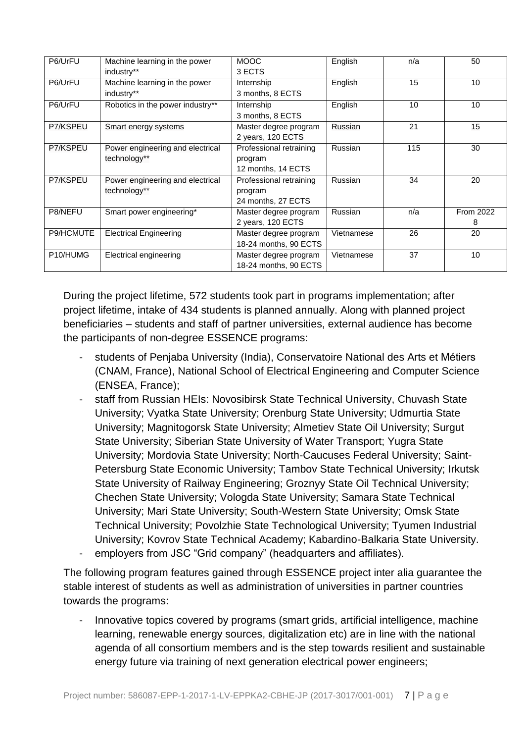| P6/UrFU | Machine learning in the power industry** | MOOC 3 ECTS | English | n/a | 50 |
|---|---|---|---|---|---|
| P6/UrFU | Machine learning in the power industry** | Internship 3 months, 8 ECTS | English | 15 | 10 |
| P6/UrFU | Robotics in the power industry** | Internship 3 months, 8 ECTS | English | 10 | 10 |
| P7/KSPEU | Smart energy systems | Master degree program 2 years, 120 ECTS | Russian | 21 | 15 |
| P7/KSPEU | Power engineering and electrical technology** | Professional retraining program 12 months, 14 ECTS | Russian | 115 | 30 |
| P7/KSPEU | Power engineering and electrical technology** | Professional retraining program 24 months, 27 ECTS | Russian | 34 | 20 |
| P8/NEFU | Smart power engineering* | Master degree program 2 years, 120 ECTS | Russian | n/a | From 2022 8 |
| P9/HCMUTE | Electrical Engineering | Master degree program 18-24 months, 90 ECTS | Vietnamese | 26 | 20 |
| P10/HUMG | Electrical engineering | Master degree program 18-24 months, 90 ECTS | Vietnamese | 37 | 10 |

During the project lifetime, 572 students took part in programs implementation; after project lifetime, intake of 434 students is planned annually. Along with planned project beneficiaries – students and staff of partner universities, external audience has become the participants of non-degree ESSENCE programs:

- students of Penjaba University (India), Conservatoire National des Arts et Métiers (CNAM, France), National School of Electrical Engineering and Computer Science (ENSEA, France);
- staff from Russian HEIs: Novosibirsk State Technical University, Chuvash State University; Vyatka State University; Orenburg State University; Udmurtia State University; Magnitogorsk State University; Almetiev State Oil University; Surgut State University; Siberian State University of Water Transport; Yugra State University; Mordovia State University; North-Caucuses Federal University; Saint-Petersburg State Economic University; Tambov State Technical University; Irkutsk State University of Railway Engineering; Groznyy State Oil Technical University; Chechen State University; Vologda State University; Samara State Technical University; Mari State University; South-Western State University; Omsk State Technical University; Povolzhie State Technological University; Tyumen Industrial University; Kovrov State Technical Academy; Kabardino-Balkaria State University.
- employers from JSC "Grid company" (headquarters and affiliates).

The following program features gained through ESSENCE project inter alia guarantee the stable interest of students as well as administration of universities in partner countries towards the programs:

- Innovative topics covered by programs (smart grids, artificial intelligence, machine learning, renewable energy sources, digitalization etc) are in line with the national agenda of all consortium members and is the step towards resilient and sustainable energy future via training of next generation electrical power engineers;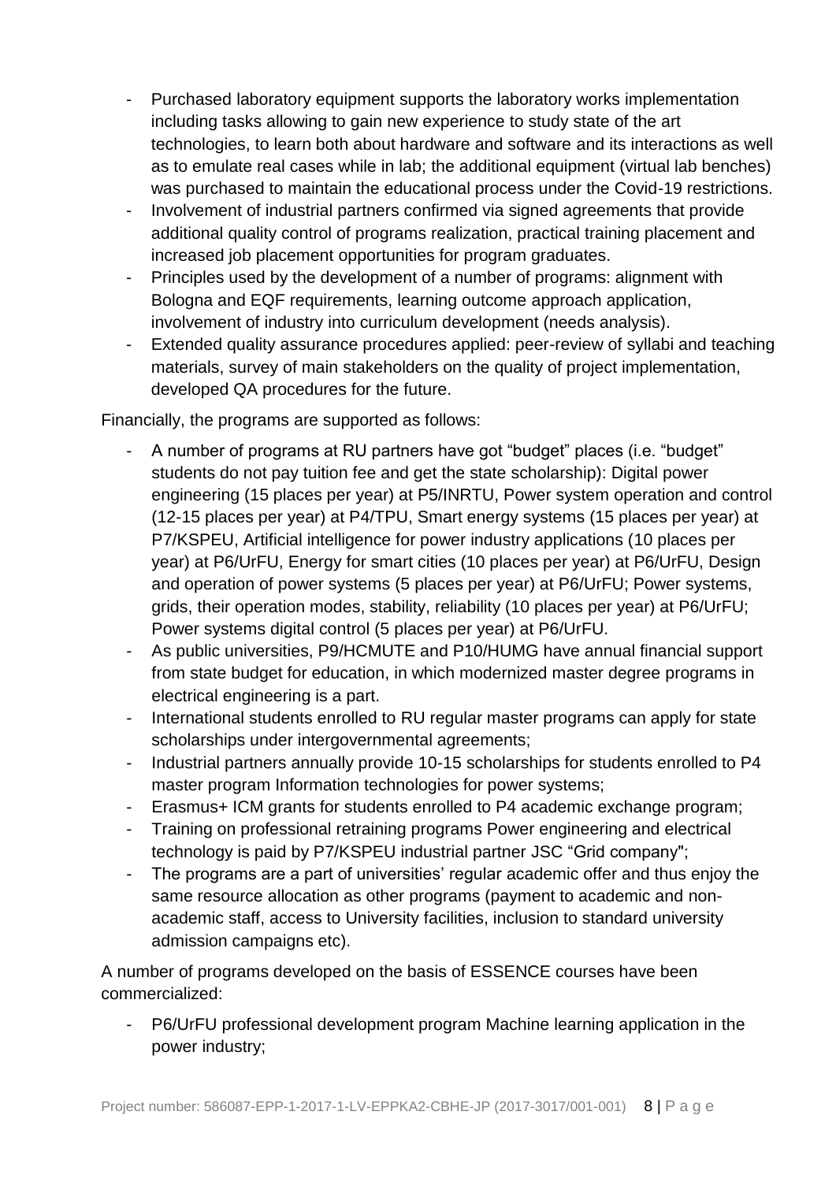- Purchased laboratory equipment supports the laboratory works implementation including tasks allowing to gain new experience to study state of the art technologies, to learn both about hardware and software and its interactions as well as to emulate real cases while in lab; the additional equipment (virtual lab benches) was purchased to maintain the educational process under the Covid-19 restrictions.
- Involvement of industrial partners confirmed via signed agreements that provide additional quality control of programs realization, practical training placement and increased job placement opportunities for program graduates.
- Principles used by the development of a number of programs: alignment with Bologna and EQF requirements, learning outcome approach application, involvement of industry into curriculum development (needs analysis).
- Extended quality assurance procedures applied: peer-review of syllabi and teaching materials, survey of main stakeholders on the quality of project implementation, developed QA procedures for the future.

Financially, the programs are supported as follows:

- A number of programs at RU partners have got "budget" places (i.e. "budget" students do not pay tuition fee and get the state scholarship): Digital power engineering (15 places per year) at P5/INRTU, Power system operation and control (12-15 places per year) at P4/TPU, Smart energy systems (15 places per year) at P7/KSPEU, Artificial intelligence for power industry applications (10 places per year) at P6/UrFU, Energy for smart cities (10 places per year) at P6/UrFU, Design and operation of power systems (5 places per year) at P6/UrFU; Power systems, grids, their operation modes, stability, reliability (10 places per year) at P6/UrFU; Power systems digital control (5 places per year) at P6/UrFU.
- As public universities, P9/HCMUTE and P10/HUMG have annual financial support from state budget for education, in which modernized master degree programs in electrical engineering is a part.
- International students enrolled to RU regular master programs can apply for state scholarships under intergovernmental agreements;
- Industrial partners annually provide 10-15 scholarships for students enrolled to P4 master program Information technologies for power systems;
- Erasmus+ ICM grants for students enrolled to P4 academic exchange program;
- Training on professional retraining programs Power engineering and electrical technology is paid by P7/KSPEU industrial partner JSC "Grid company";
- The programs are a part of universities' regular academic offer and thus enjoy the same resource allocation as other programs (payment to academic and non-academic staff, access to University facilities, inclusion to standard university admission campaigns etc).

A number of programs developed on the basis of ESSENCE courses have been commercialized:

- P6/UrFU professional development program Machine learning application in the power industry;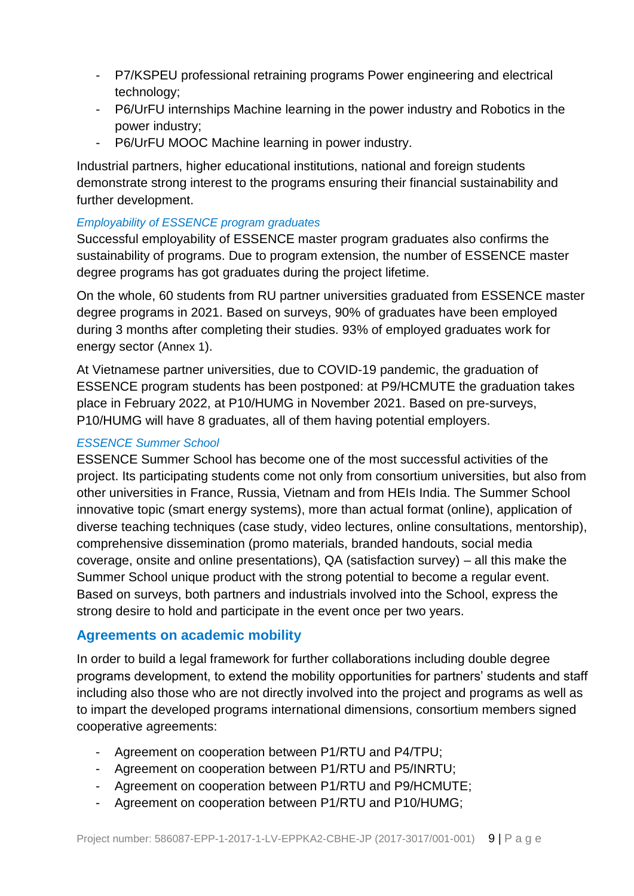- P7/KSPEU professional retraining programs Power engineering and electrical technology;
- P6/UrFU internships Machine learning in the power industry and Robotics in the power industry;
- P6/UrFU MOOC Machine learning in power industry.

Industrial partners, higher educational institutions, national and foreign students demonstrate strong interest to the programs ensuring their financial sustainability and further development.

*Employability of ESSENCE program graduates*

Successful employability of ESSENCE master program graduates also confirms the sustainability of programs. Due to program extension, the number of ESSENCE master degree programs has got graduates during the project lifetime.

On the whole, 60 students from RU partner universities graduated from ESSENCE master degree programs in 2021. Based on surveys, 90% of graduates have been employed during 3 months after completing their studies. 93% of employed graduates work for energy sector (Annex 1).

At Vietnamese partner universities, due to COVID-19 pandemic, the graduation of ESSENCE program students has been postponed: at P9/HCMUTE the graduation takes place in February 2022, at P10/HUMG in November 2021. Based on pre-surveys, P10/HUMG will have 8 graduates, all of them having potential employers.

*ESSENCE Summer School*

ESSENCE Summer School has become one of the most successful activities of the project. Its participating students come not only from consortium universities, but also from other universities in France, Russia, Vietnam and from HEIs India. The Summer School innovative topic (smart energy systems), more than actual format (online), application of diverse teaching techniques (case study, video lectures, online consultations, mentorship), comprehensive dissemination (promo materials, branded handouts, social media coverage, onsite and online presentations), QA (satisfaction survey) – all this make the Summer School unique product with the strong potential to become a regular event. Based on surveys, both partners and industrials involved into the School, express the strong desire to hold and participate in the event once per two years.

## Agreements on academic mobility

In order to build a legal framework for further collaborations including double degree programs development, to extend the mobility opportunities for partners' students and staff including also those who are not directly involved into the project and programs as well as to impart the developed programs international dimensions, consortium members signed cooperative agreements:

- Agreement on cooperation between P1/RTU and P4/TPU;
- Agreement on cooperation between P1/RTU and P5/INRTU;
- Agreement on cooperation between P1/RTU and P9/HCMUTE;
- Agreement on cooperation between P1/RTU and P10/HUMG;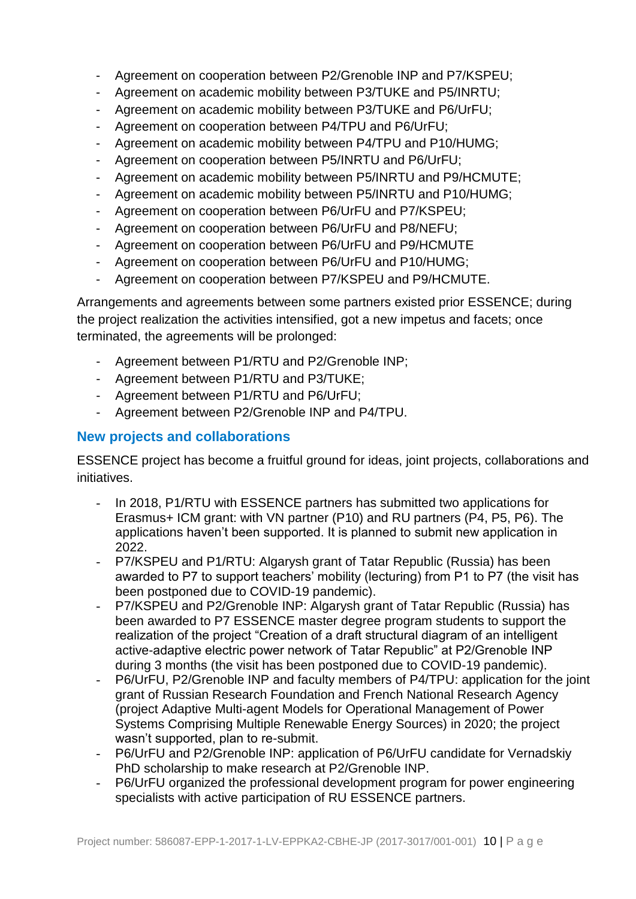- Agreement on cooperation between P2/Grenoble INP and P7/KSPEU;
- Agreement on academic mobility between P3/TUKE and P5/INRTU;
- Agreement on academic mobility between P3/TUKE and P6/UrFU;
- Agreement on cooperation between P4/TPU and P6/UrFU;
- Agreement on academic mobility between P4/TPU and P10/HUMG;
- Agreement on cooperation between P5/INRTU and P6/UrFU;
- Agreement on academic mobility between P5/INRTU and P9/HCMUTE;
- Agreement on academic mobility between P5/INRTU and P10/HUMG;
- Agreement on cooperation between P6/UrFU and P7/KSPEU;
- Agreement on cooperation between P6/UrFU and P8/NEFU;
- Agreement on cooperation between P6/UrFU and P9/HCMUTE
- Agreement on cooperation between P6/UrFU and P10/HUMG;
- Agreement on cooperation between P7/KSPEU and P9/HCMUTE.

Arrangements and agreements between some partners existed prior ESSENCE; during the project realization the activities intensified, got a new impetus and facets; once terminated, the agreements will be prolonged:

- Agreement between P1/RTU and P2/Grenoble INP;
- Agreement between P1/RTU and P3/TUKE;
- Agreement between P1/RTU and P6/UrFU;
- Agreement between P2/Grenoble INP and P4/TPU.

## New projects and collaborations

ESSENCE project has become a fruitful ground for ideas, joint projects, collaborations and initiatives.

- In 2018, P1/RTU with ESSENCE partners has submitted two applications for Erasmus+ ICM grant: with VN partner (P10) and RU partners (P4, P5, P6). The applications haven't been supported. It is planned to submit new application in 2022.
- P7/KSPEU and P1/RTU: Algarysh grant of Tatar Republic (Russia) has been awarded to P7 to support teachers' mobility (lecturing) from P1 to P7 (the visit has been postponed due to COVID-19 pandemic).
- P7/KSPEU and P2/Grenoble INP: Algarysh grant of Tatar Republic (Russia) has been awarded to P7 ESSENCE master degree program students to support the realization of the project "Creation of a draft structural diagram of an intelligent active-adaptive electric power network of Tatar Republic" at P2/Grenoble INP during 3 months (the visit has been postponed due to COVID-19 pandemic).
- P6/UrFU, P2/Grenoble INP and faculty members of P4/TPU: application for the joint grant of Russian Research Foundation and French National Research Agency (project Adaptive Multi-agent Models for Operational Management of Power Systems Comprising Multiple Renewable Energy Sources) in 2020; the project wasn't supported, plan to re-submit.
- P6/UrFU and P2/Grenoble INP: application of P6/UrFU candidate for Vernadskiy PhD scholarship to make research at P2/Grenoble INP.
- P6/UrFU organized the professional development program for power engineering specialists with active participation of RU ESSENCE partners.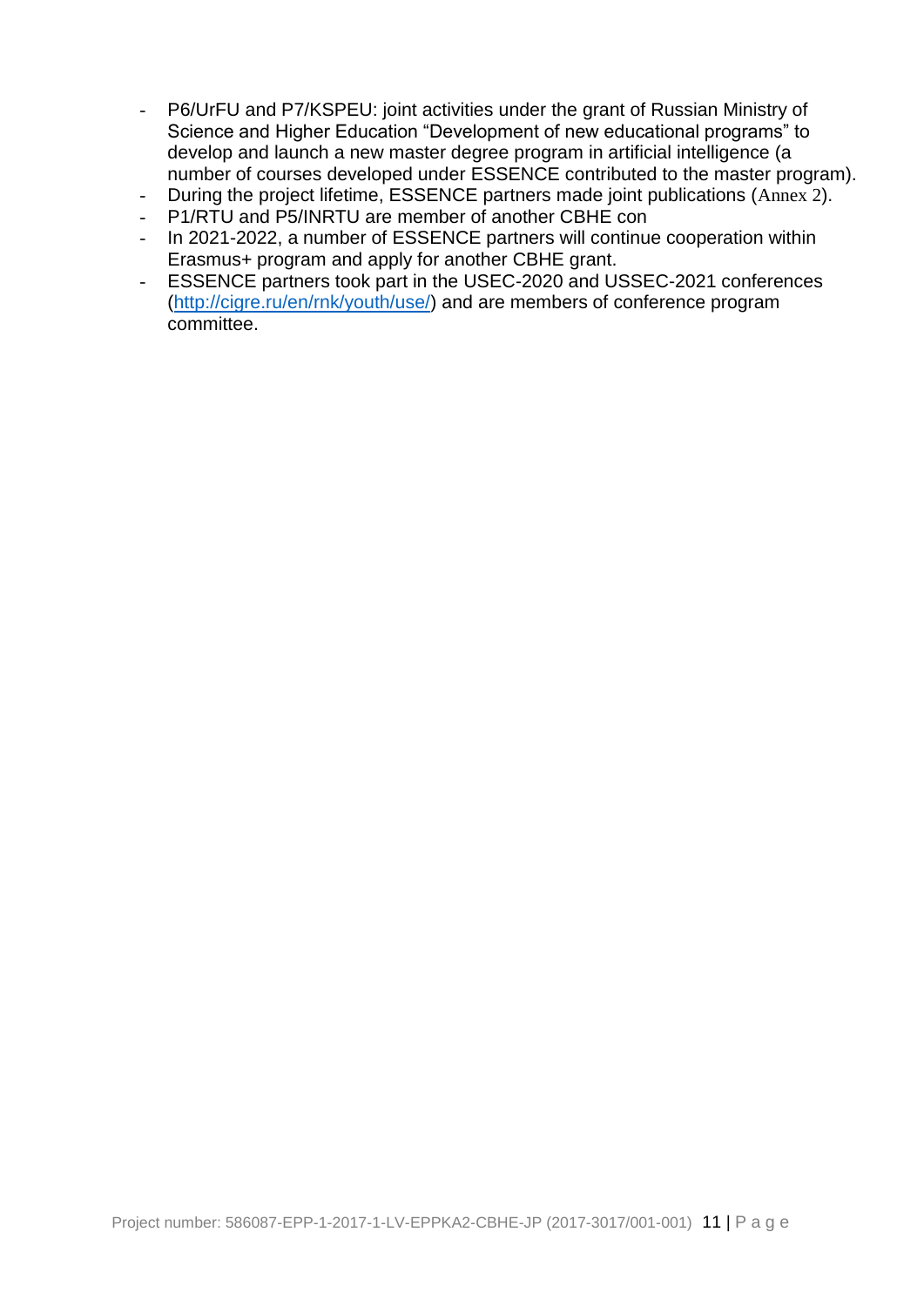- P6/UrFU and P7/KSPEU: joint activities under the grant of Russian Ministry of Science and Higher Education "Development of new educational programs" to develop and launch a new master degree program in artificial intelligence (a number of courses developed under ESSENCE contributed to the master program).
- During the project lifetime, ESSENCE partners made joint publications (Annex 2).
- P1/RTU and P5/INRTU are member of another CBHE con
- In 2021-2022, a number of ESSENCE partners will continue cooperation within Erasmus+ program and apply for another CBHE grant.
- ESSENCE partners took part in the USEC-2020 and USSEC-2021 conferences (http://cigre.ru/en/rnk/youth/use/) and are members of conference program committee.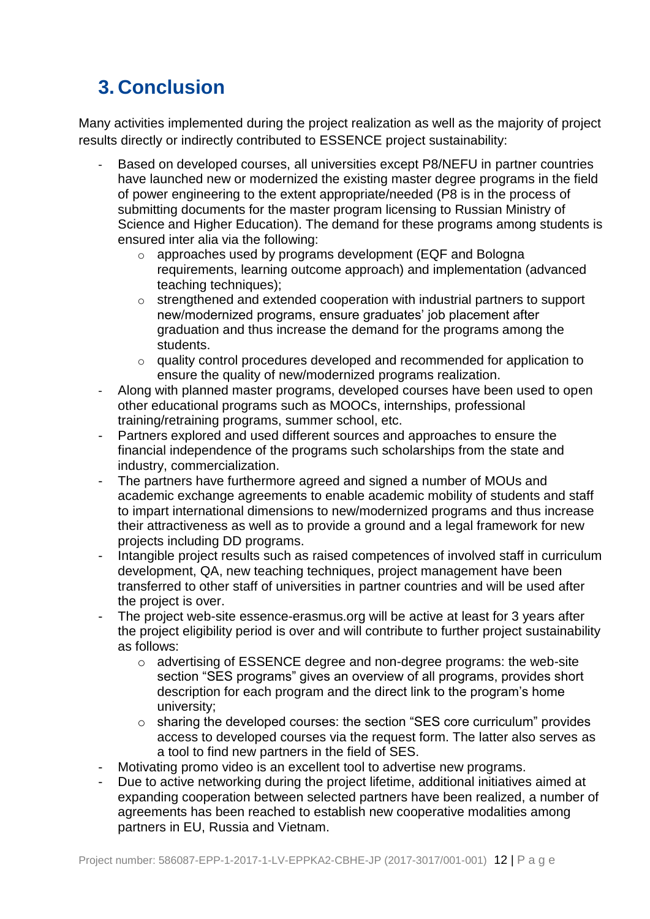# 3. Conclusion

Many activities implemented during the project realization as well as the majority of project results directly or indirectly contributed to ESSENCE project sustainability:

- Based on developed courses, all universities except P8/NEFU in partner countries have launched new or modernized the existing master degree programs in the field of power engineering to the extent appropriate/needed (P8 is in the process of submitting documents for the master program licensing to Russian Ministry of Science and Higher Education). The demand for these programs among students is ensured inter alia via the following:
  - approaches used by programs development (EQF and Bologna requirements, learning outcome approach) and implementation (advanced teaching techniques);
  - strengthened and extended cooperation with industrial partners to support new/modernized programs, ensure graduates' job placement after graduation and thus increase the demand for the programs among the students.
  - quality control procedures developed and recommended for application to ensure the quality of new/modernized programs realization.
- Along with planned master programs, developed courses have been used to open other educational programs such as MOOCs, internships, professional training/retraining programs, summer school, etc.
- Partners explored and used different sources and approaches to ensure the financial independence of the programs such scholarships from the state and industry, commercialization.
- The partners have furthermore agreed and signed a number of MOUs and academic exchange agreements to enable academic mobility of students and staff to impart international dimensions to new/modernized programs and thus increase their attractiveness as well as to provide a ground and a legal framework for new projects including DD programs.
- Intangible project results such as raised competences of involved staff in curriculum development, QA, new teaching techniques, project management have been transferred to other staff of universities in partner countries and will be used after the project is over.
- The project web-site essence-erasmus.org will be active at least for 3 years after the project eligibility period is over and will contribute to further project sustainability as follows:
  - advertising of ESSENCE degree and non-degree programs: the web-site section "SES programs" gives an overview of all programs, provides short description for each program and the direct link to the program's home university;
  - sharing the developed courses: the section "SES core curriculum" provides access to developed courses via the request form. The latter also serves as a tool to find new partners in the field of SES.
- Motivating promo video is an excellent tool to advertise new programs.
- Due to active networking during the project lifetime, additional initiatives aimed at expanding cooperation between selected partners have been realized, a number of agreements has been reached to establish new cooperative modalities among partners in EU, Russia and Vietnam.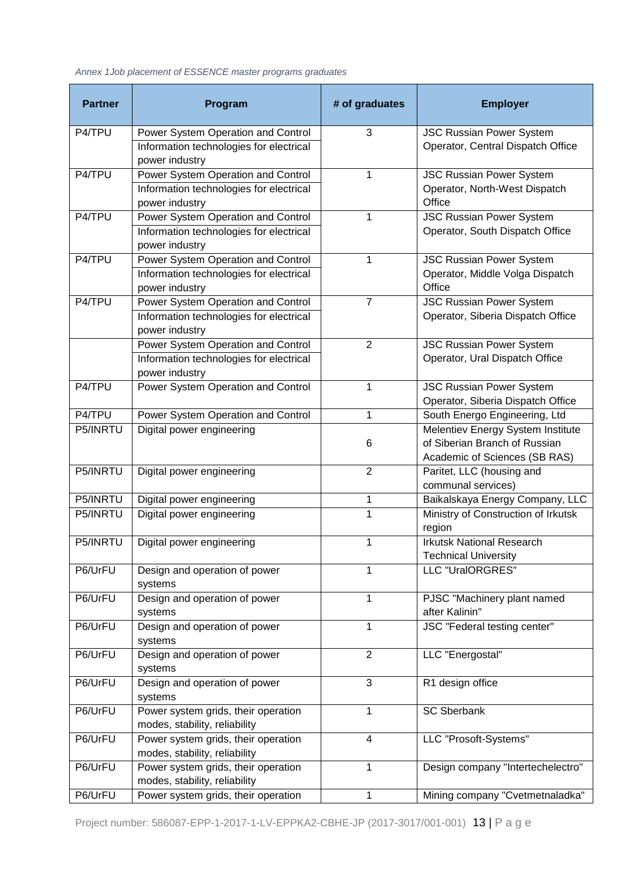*Annex 1Job placement of ESSENCE master programs graduates*

| Partner | Program | # of graduates | Employer |
|---|---|---|---|
| P4/TPU | Power System Operation and Control<br>Information technologies for electrical power industry | 3 | JSC Russian Power System Operator, Central Dispatch Office |
| P4/TPU | Power System Operation and Control<br>Information technologies for electrical power industry | 1 | JSC Russian Power System Operator, North-West Dispatch Office |
| P4/TPU | Power System Operation and Control<br>Information technologies for electrical power industry | 1 | JSC Russian Power System Operator, South Dispatch Office |
| P4/TPU | Power System Operation and Control<br>Information technologies for electrical power industry | 1 | JSC Russian Power System Operator, Middle Volga Dispatch Office |
| P4/TPU | Power System Operation and Control<br>Information technologies for electrical power industry | 7 | JSC Russian Power System Operator, Siberia Dispatch Office |
| | Power System Operation and Control<br>Information technologies for electrical power industry | 2 | JSC Russian Power System Operator, Ural Dispatch Office |
| P4/TPU | Power System Operation and Control | 1 | JSC Russian Power System Operator, Siberia Dispatch Office |
| P4/TPU | Power System Operation and Control | 1 | South Energo Engineering, Ltd |
| P5/INRTU | Digital power engineering | 6 | Melentiev Energy System Institute of Siberian Branch of Russian Academic of Sciences (SB RAS) |
| P5/INRTU | Digital power engineering | 2 | Paritet, LLC (housing and communal services) |
| P5/INRTU | Digital power engineering | 1 | Baikalskaya Energy Company, LLC |
| P5/INRTU | Digital power engineering | 1 | Ministry of Construction of Irkutsk region |
| P5/INRTU | Digital power engineering | 1 | Irkutsk National Research Technical University |
| P6/UrFU | Design and operation of power systems | 1 | LLC "UralORGRES" |
| P6/UrFU | Design and operation of power systems | 1 | PJSC "Machinery plant named after Kalinin" |
| P6/UrFU | Design and operation of power systems | 1 | JSC "Federal testing center" |
| P6/UrFU | Design and operation of power systems | 2 | LLC "Energostal" |
| P6/UrFU | Design and operation of power systems | 3 | R1 design office |
| P6/UrFU | Power system grids, their operation modes, stability, reliability | 1 | SC Sberbank |
| P6/UrFU | Power system grids, their operation modes, stability, reliability | 4 | LLC "Prosoft-Systems" |
| P6/UrFU | Power system grids, their operation modes, stability, reliability | 1 | Design company "Intertechelectro" |
| P6/UrFU | Power system grids, their operation | 1 | Mining company "Cvetmetnaladka" |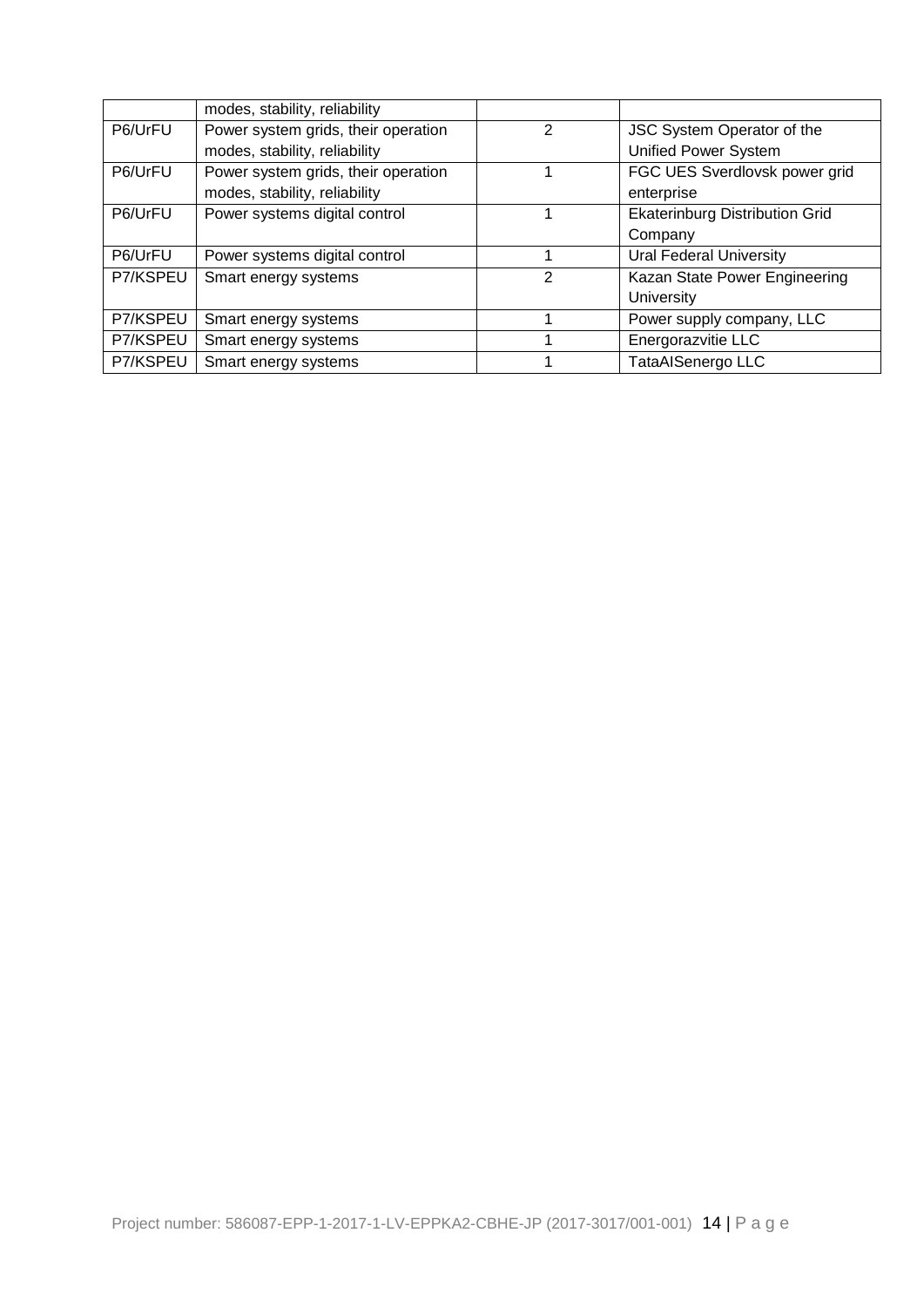| | | | |
|---|---|---|---|
| | modes, stability, reliability | | |
| P6/UrFU | Power system grids, their operation modes, stability, reliability | 2 | JSC System Operator of the Unified Power System |
| P6/UrFU | Power system grids, their operation modes, stability, reliability | 1 | FGC UES Sverdlovsk power grid enterprise |
| P6/UrFU | Power systems digital control | 1 | Ekaterinburg Distribution Grid Company |
| P6/UrFU | Power systems digital control | 1 | Ural Federal University |
| P7/KSPEU | Smart energy systems | 2 | Kazan State Power Engineering University |
| P7/KSPEU | Smart energy systems | 1 | Power supply company, LLC |
| P7/KSPEU | Smart energy systems | 1 | Energorazvitie LLC |
| P7/KSPEU | Smart energy systems | 1 | TataISenergo LLC |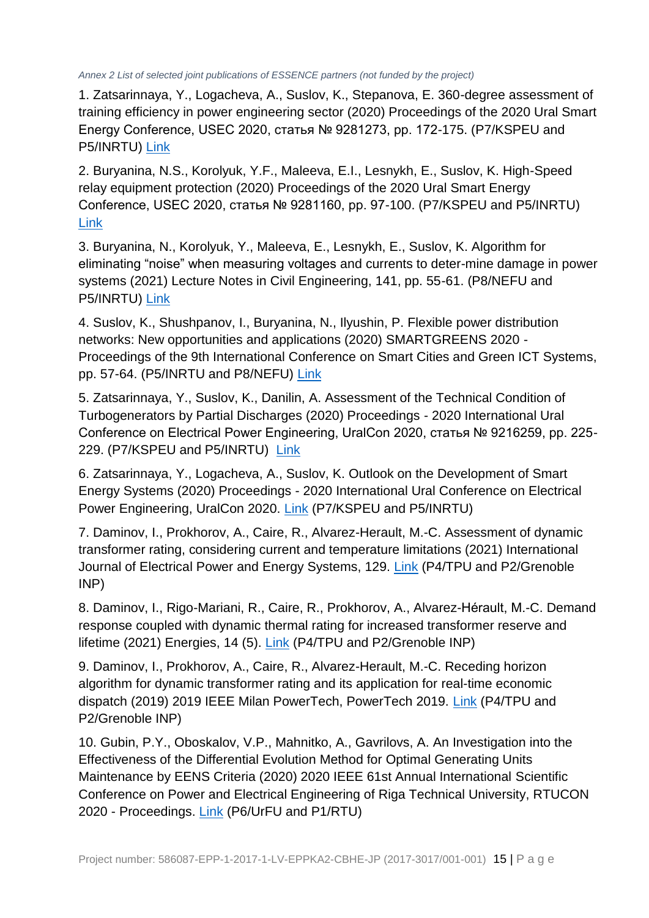*Annex 2 List of selected joint publications of ESSENCE partners (not funded by the project)*

1. Zatsarinnaya, Y., Logacheva, A., Suslov, K., Stepanova, E. 360-degree assessment of training efficiency in power engineering sector (2020) Proceedings of the 2020 Ural Smart Energy Conference, USEC 2020, статья № 9281273, pp. 172-175. (P7/KSPEU and P5/INRTU) Link

2. Buryanina, N.S., Korolyuk, Y.F., Maleeva, E.I., Lesnykh, E., Suslov, K. High-Speed relay equipment protection (2020) Proceedings of the 2020 Ural Smart Energy Conference, USEC 2020, статья № 9281160, pp. 97-100. (P7/KSPEU and P5/INRTU) Link

3. Buryanina, N., Korolyuk, Y., Maleeva, E., Lesnykh, E., Suslov, K. Algorithm for eliminating "noise" when measuring voltages and currents to deter-mine damage in power systems (2021) Lecture Notes in Civil Engineering, 141, pp. 55-61. (P8/NEFU and P5/INRTU) Link

4. Suslov, K., Shushpanov, I., Buryanina, N., Ilyushin, P. Flexible power distribution networks: New opportunities and applications (2020) SMARTGREENS 2020 - Proceedings of the 9th International Conference on Smart Cities and Green ICT Systems, pp. 57-64. (P5/INRTU and P8/NEFU) Link

5. Zatsarinnaya, Y., Suslov, K., Danilin, A. Assessment of the Technical Condition of Turbogenerators by Partial Discharges (2020) Proceedings - 2020 International Ural Conference on Electrical Power Engineering, UralCon 2020, статья № 9216259, pp. 225-229. (P7/KSPEU and P5/INRTU) Link

6. Zatsarinnaya, Y., Logacheva, A., Suslov, K. Outlook on the Development of Smart Energy Systems (2020) Proceedings - 2020 International Ural Conference on Electrical Power Engineering, UralCon 2020. Link (P7/KSPEU and P5/INRTU)

7. Daminov, I., Prokhorov, A., Caire, R., Alvarez-Herault, M.-C. Assessment of dynamic transformer rating, considering current and temperature limitations (2021) International Journal of Electrical Power and Energy Systems, 129. Link (P4/TPU and P2/Grenoble INP)

8. Daminov, I., Rigo-Mariani, R., Caire, R., Prokhorov, A., Alvarez-Hérault, M.-C. Demand response coupled with dynamic thermal rating for increased transformer reserve and lifetime (2021) Energies, 14 (5). Link (P4/TPU and P2/Grenoble INP)

9. Daminov, I., Prokhorov, A., Caire, R., Alvarez-Herault, M.-C. Receding horizon algorithm for dynamic transformer rating and its application for real-time economic dispatch (2019) 2019 IEEE Milan PowerTech, PowerTech 2019. Link (P4/TPU and P2/Grenoble INP)

10. Gubin, P.Y., Oboskalov, V.P., Mahnitko, A., Gavrilovs, A. An Investigation into the Effectiveness of the Differential Evolution Method for Optimal Generating Units Maintenance by EENS Criteria (2020) 2020 IEEE 61st Annual International Scientific Conference on Power and Electrical Engineering of Riga Technical University, RTUCON 2020 - Proceedings. Link (P6/UrFU and P1/RTU)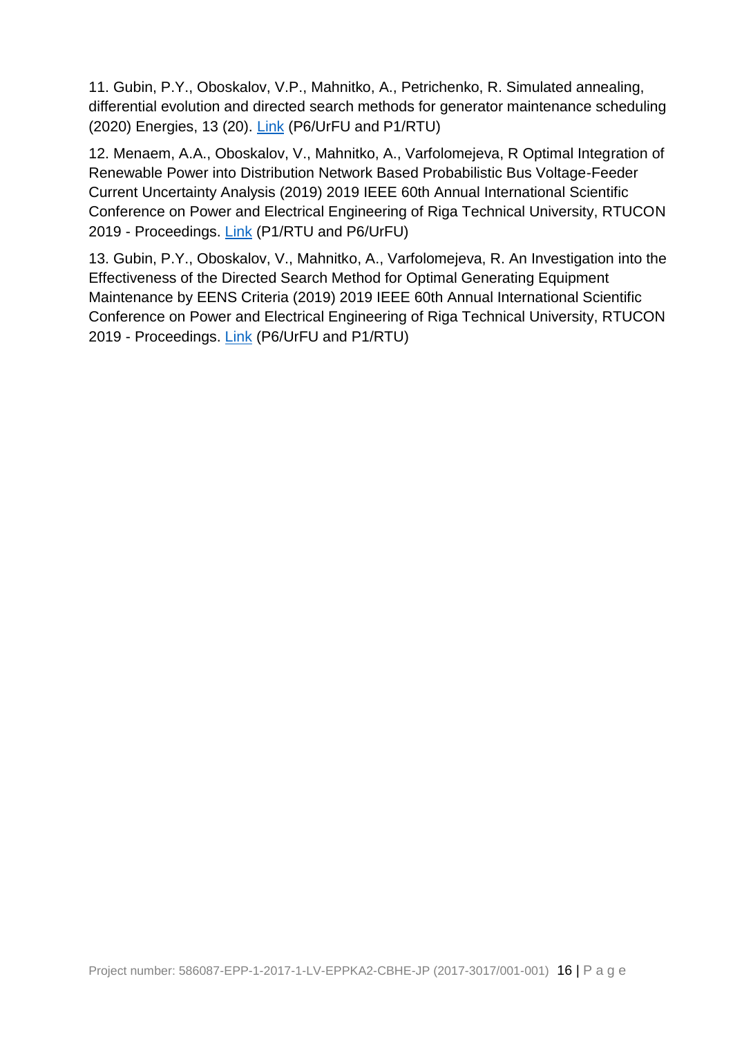11. Gubin, P.Y., Oboskalov, V.P., Mahnitko, A., Petrichenko, R. Simulated annealing, differential evolution and directed search methods for generator maintenance scheduling (2020) Energies, 13 (20). Link (P6/UrFU and P1/RTU)

12. Menaem, A.A., Oboskalov, V., Mahnitko, A., Varfolomejeva, R Optimal Integration of Renewable Power into Distribution Network Based Probabilistic Bus Voltage-Feeder Current Uncertainty Analysis (2019) 2019 IEEE 60th Annual International Scientific Conference on Power and Electrical Engineering of Riga Technical University, RTUCON 2019 - Proceedings. Link (P1/RTU and P6/UrFU)

13. Gubin, P.Y., Oboskalov, V., Mahnitko, A., Varfolomejeva, R. An Investigation into the Effectiveness of the Directed Search Method for Optimal Generating Equipment Maintenance by EENS Criteria (2019) 2019 IEEE 60th Annual International Scientific Conference on Power and Electrical Engineering of Riga Technical University, RTUCON 2019 - Proceedings. Link (P6/UrFU and P1/RTU)